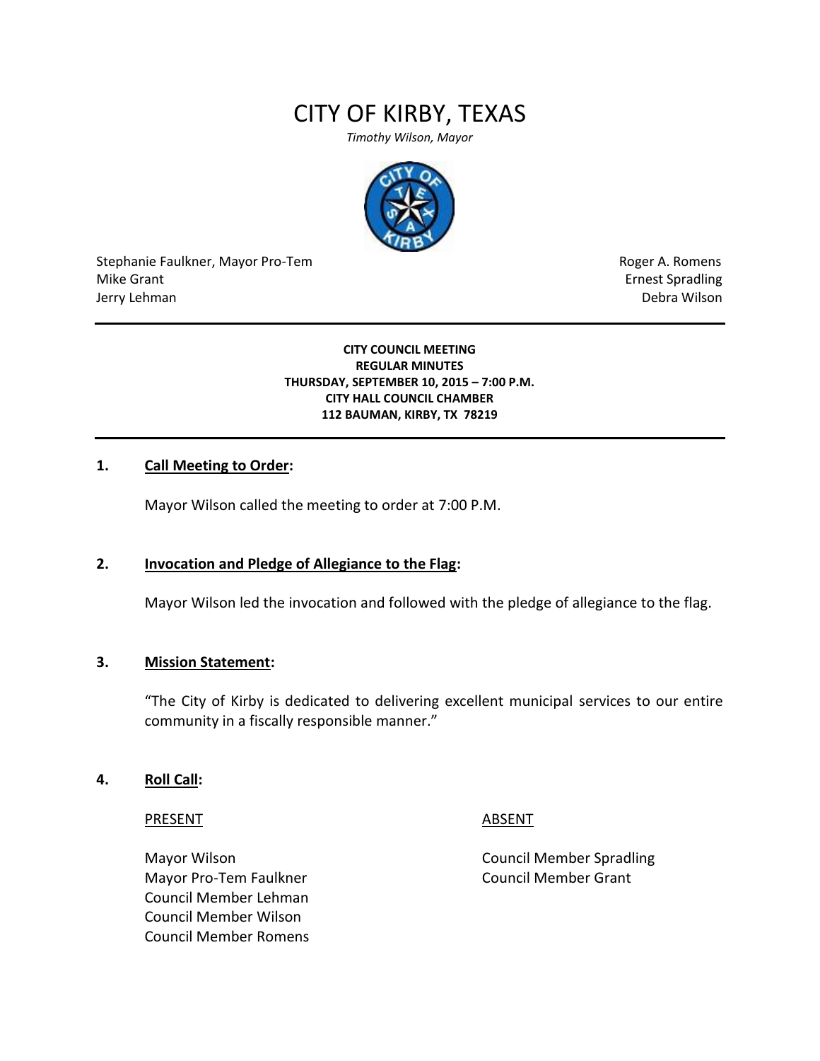# CITY OF KIRBY, TEXAS

*Timothy Wilson, Mayor*

| | |
|---|---|
| Stephanie Faulkner, Mayor Pro-Tem | Roger A. Romens |
| Mike Grant | Ernest Spradling |
| Jerry Lehman | Debra Wilson |

---

**CITY COUNCIL MEETING**
**REGULAR MINUTES**
**THURSDAY, SEPTEMBER 10, 2015 – 7:00 P.M.**
**CITY HALL COUNCIL CHAMBER**
**112 BAUMAN, KIRBY, TX 78219**

---

**1. Call Meeting to Order:**

Mayor Wilson called the meeting to order at 7:00 P.M.

**2. Invocation and Pledge of Allegiance to the Flag:**

Mayor Wilson led the invocation and followed with the pledge of allegiance to the flag.

**3. Mission Statement:**

"The City of Kirby is dedicated to delivering excellent municipal services to our entire community in a fiscally responsible manner."

**4. Roll Call:**

| PRESENT | ABSENT |
|---|---|
| Mayor Wilson | Council Member Spradling |
| Mayor Pro-Tem Faulkner | Council Member Grant |
| Council Member Lehman | |
| Council Member Wilson | |
| Council Member Romens | |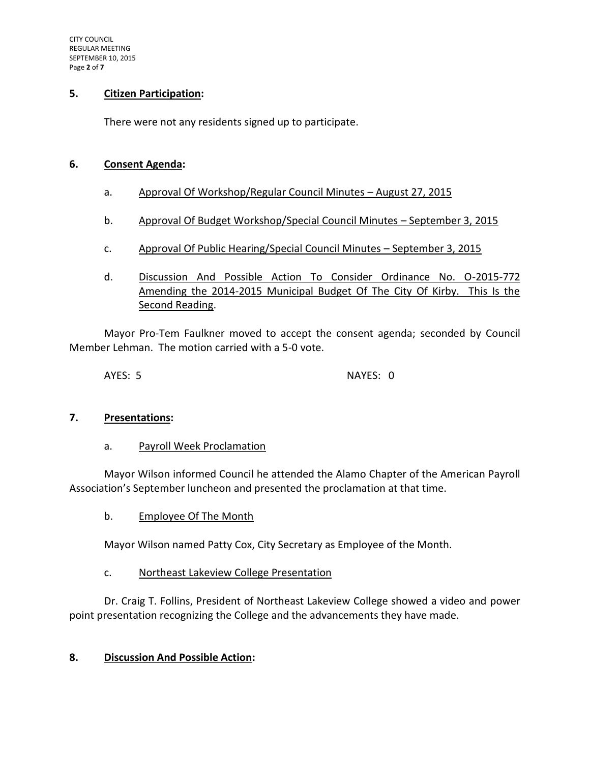## 5. **Citizen Participation:**

There were not any residents signed up to participate.

## 6. **Consent Agenda:**

a. Approval Of Workshop/Regular Council Minutes – August 27, 2015

b. Approval Of Budget Workshop/Special Council Minutes – September 3, 2015

c. Approval Of Public Hearing/Special Council Minutes – September 3, 2015

d. Discussion And Possible Action To Consider Ordinance No. O-2015-772 Amending the 2014-2015 Municipal Budget Of The City Of Kirby. This Is the Second Reading.

Mayor Pro-Tem Faulkner moved to accept the consent agenda; seconded by Council Member Lehman. The motion carried with a 5-0 vote.

AYES: 5 NAYES: 0

## 7. **Presentations:**

a. Payroll Week Proclamation

Mayor Wilson informed Council he attended the Alamo Chapter of the American Payroll Association's September luncheon and presented the proclamation at that time.

b. Employee Of The Month

Mayor Wilson named Patty Cox, City Secretary as Employee of the Month.

c. Northeast Lakeview College Presentation

Dr. Craig T. Follins, President of Northeast Lakeview College showed a video and power point presentation recognizing the College and the advancements they have made.

## 8. **Discussion And Possible Action:**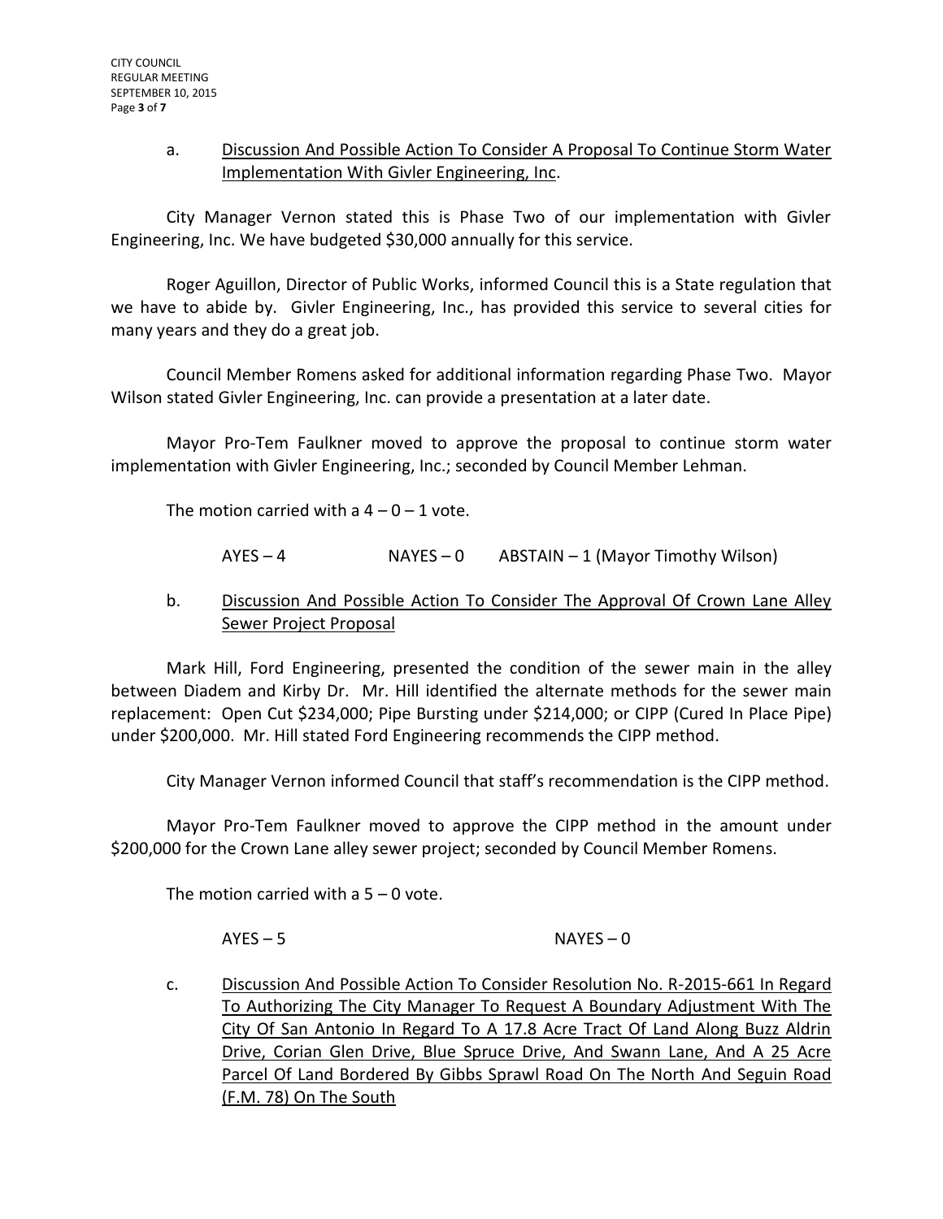a. <u>Discussion And Possible Action To Consider A Proposal To Continue Storm Water Implementation With Givler Engineering, Inc</u>.

City Manager Vernon stated this is Phase Two of our implementation with Givler Engineering, Inc. We have budgeted $30,000 annually for this service.

Roger Aguillon, Director of Public Works, informed Council this is a State regulation that we have to abide by. Givler Engineering, Inc., has provided this service to several cities for many years and they do a great job.

Council Member Romens asked for additional information regarding Phase Two. Mayor Wilson stated Givler Engineering, Inc. can provide a presentation at a later date.

Mayor Pro-Tem Faulkner moved to approve the proposal to continue storm water implementation with Givler Engineering, Inc.; seconded by Council Member Lehman.

The motion carried with a 4 – 0 – 1 vote.

AYES – 4 NAYES – 0 ABSTAIN – 1 (Mayor Timothy Wilson)

b. <u>Discussion And Possible Action To Consider The Approval Of Crown Lane Alley Sewer Project Proposal</u>

Mark Hill, Ford Engineering, presented the condition of the sewer main in the alley between Diadem and Kirby Dr. Mr. Hill identified the alternate methods for the sewer main replacement: Open Cut $234,000; Pipe Bursting under $214,000; or CIPP (Cured In Place Pipe) under $200,000. Mr. Hill stated Ford Engineering recommends the CIPP method.

City Manager Vernon informed Council that staff's recommendation is the CIPP method.

Mayor Pro-Tem Faulkner moved to approve the CIPP method in the amount under $200,000 for the Crown Lane alley sewer project; seconded by Council Member Romens.

The motion carried with a 5 – 0 vote.

AYES – 5 NAYES – 0

c. <u>Discussion And Possible Action To Consider Resolution No. R-2015-661 In Regard To Authorizing The City Manager To Request A Boundary Adjustment With The City Of San Antonio In Regard To A 17.8 Acre Tract Of Land Along Buzz Aldrin Drive, Corian Glen Drive, Blue Spruce Drive, And Swann Lane, And A 25 Acre Parcel Of Land Bordered By Gibbs Sprawl Road On The North And Seguin Road (F.M. 78) On The South</u>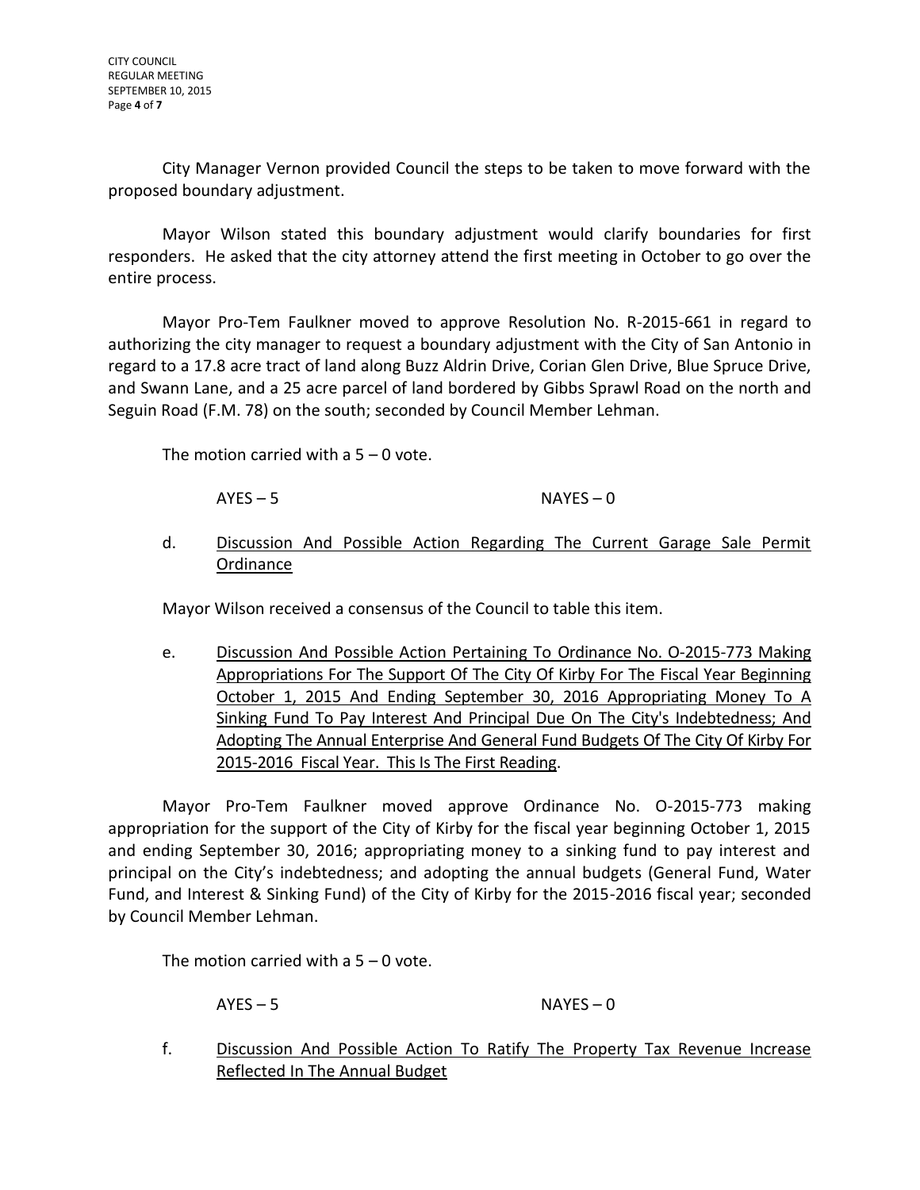City Manager Vernon provided Council the steps to be taken to move forward with the proposed boundary adjustment.

Mayor Wilson stated this boundary adjustment would clarify boundaries for first responders. He asked that the city attorney attend the first meeting in October to go over the entire process.

Mayor Pro-Tem Faulkner moved to approve Resolution No. R-2015-661 in regard to authorizing the city manager to request a boundary adjustment with the City of San Antonio in regard to a 17.8 acre tract of land along Buzz Aldrin Drive, Corian Glen Drive, Blue Spruce Drive, and Swann Lane, and a 25 acre parcel of land bordered by Gibbs Sprawl Road on the north and Seguin Road (F.M. 78) on the south; seconded by Council Member Lehman.

The motion carried with a 5 – 0 vote.

AYES – 5 NAYES – 0

d. Discussion And Possible Action Regarding The Current Garage Sale Permit Ordinance

Mayor Wilson received a consensus of the Council to table this item.

e. Discussion And Possible Action Pertaining To Ordinance No. O-2015-773 Making Appropriations For The Support Of The City Of Kirby For The Fiscal Year Beginning October 1, 2015 And Ending September 30, 2016 Appropriating Money To A Sinking Fund To Pay Interest And Principal Due On The City's Indebtedness; And Adopting The Annual Enterprise And General Fund Budgets Of The City Of Kirby For 2015-2016 Fiscal Year. This Is The First Reading.

Mayor Pro-Tem Faulkner moved approve Ordinance No. O-2015-773 making appropriation for the support of the City of Kirby for the fiscal year beginning October 1, 2015 and ending September 30, 2016; appropriating money to a sinking fund to pay interest and principal on the City's indebtedness; and adopting the annual budgets (General Fund, Water Fund, and Interest & Sinking Fund) of the City of Kirby for the 2015-2016 fiscal year; seconded by Council Member Lehman.

The motion carried with a 5 – 0 vote.

AYES – 5 NAYES – 0

f. Discussion And Possible Action To Ratify The Property Tax Revenue Increase Reflected In The Annual Budget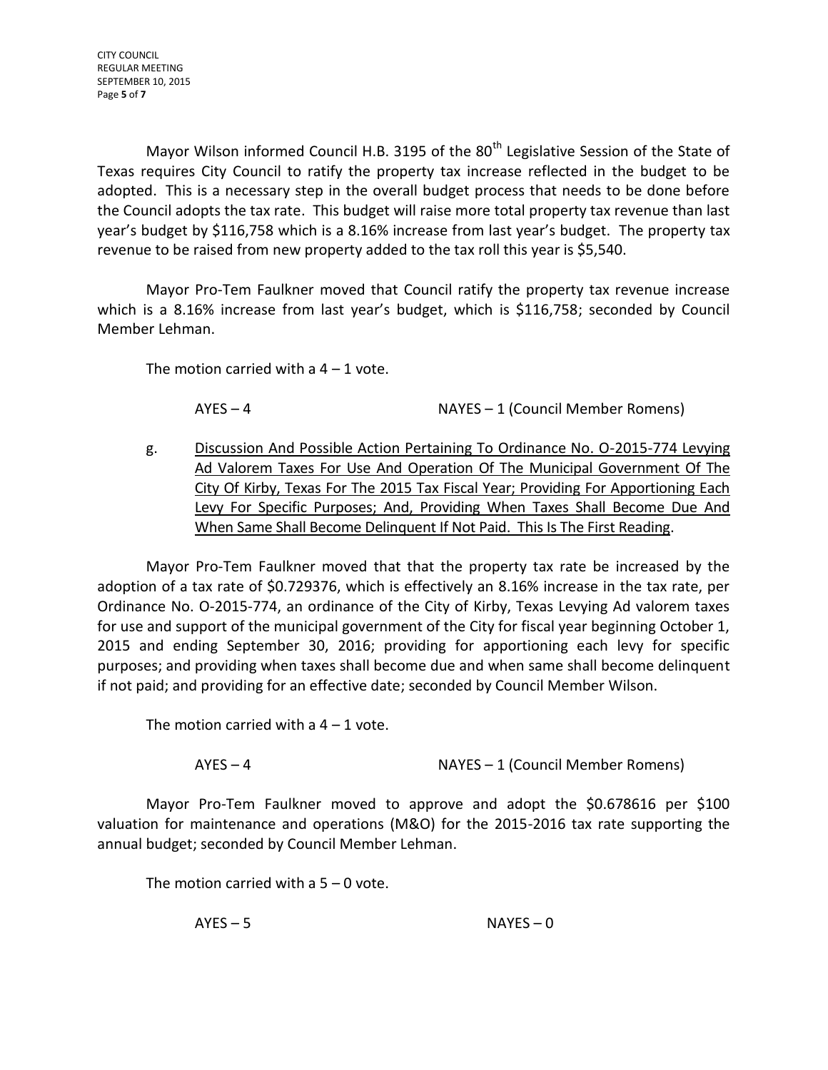Mayor Wilson informed Council H.B. 3195 of the 80th Legislative Session of the State of Texas requires City Council to ratify the property tax increase reflected in the budget to be adopted. This is a necessary step in the overall budget process that needs to be done before the Council adopts the tax rate. This budget will raise more total property tax revenue than last year's budget by $116,758 which is a 8.16% increase from last year's budget. The property tax revenue to be raised from new property added to the tax roll this year is $5,540.

Mayor Pro-Tem Faulkner moved that Council ratify the property tax revenue increase which is a 8.16% increase from last year's budget, which is $116,758; seconded by Council Member Lehman.

The motion carried with a 4 – 1 vote.

AYES – 4 NAYES – 1 (Council Member Romens)

g. <u>Discussion And Possible Action Pertaining To Ordinance No. O-2015-774 Levying Ad Valorem Taxes For Use And Operation Of The Municipal Government Of The City Of Kirby, Texas For The 2015 Tax Fiscal Year; Providing For Apportioning Each Levy For Specific Purposes; And, Providing When Taxes Shall Become Due And When Same Shall Become Delinquent If Not Paid. This Is The First Reading</u>.

Mayor Pro-Tem Faulkner moved that that the property tax rate be increased by the adoption of a tax rate of $0.729376, which is effectively an 8.16% increase in the tax rate, per Ordinance No. O-2015-774, an ordinance of the City of Kirby, Texas Levying Ad valorem taxes for use and support of the municipal government of the City for fiscal year beginning October 1, 2015 and ending September 30, 2016; providing for apportioning each levy for specific purposes; and providing when taxes shall become due and when same shall become delinquent if not paid; and providing for an effective date; seconded by Council Member Wilson.

The motion carried with a 4 – 1 vote.

AYES – 4 NAYES – 1 (Council Member Romens)

Mayor Pro-Tem Faulkner moved to approve and adopt the $0.678616 per $100 valuation for maintenance and operations (M&O) for the 2015-2016 tax rate supporting the annual budget; seconded by Council Member Lehman.

The motion carried with a 5 – 0 vote.

AYES – 5 NAYES – 0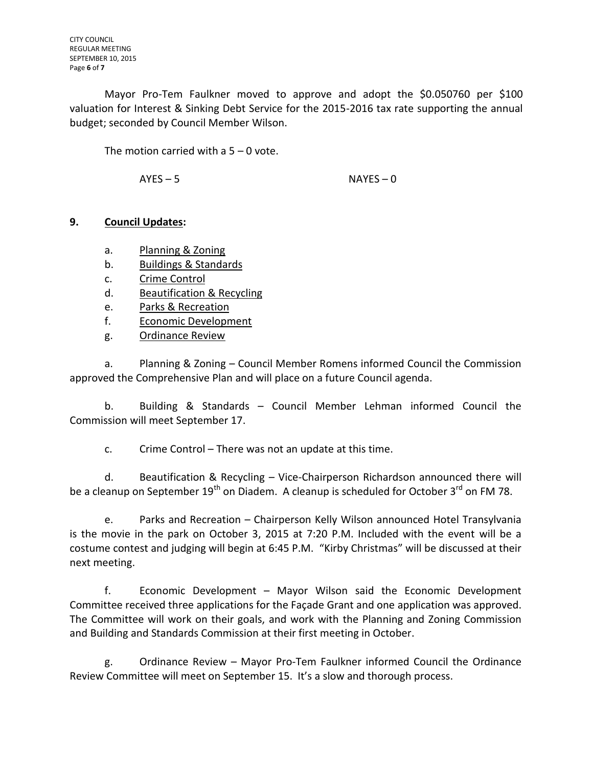Mayor Pro-Tem Faulkner moved to approve and adopt the $0.050760 per $100 valuation for Interest & Sinking Debt Service for the 2015-2016 tax rate supporting the annual budget; seconded by Council Member Wilson.

The motion carried with a 5 – 0 vote.

AYES – 5 NAYES – 0

**9. Council Updates:**

a. Planning & Zoning
b. Buildings & Standards
c. Crime Control
d. Beautification & Recycling
e. Parks & Recreation
f. Economic Development
g. Ordinance Review

a. Planning & Zoning – Council Member Romens informed Council the Commission approved the Comprehensive Plan and will place on a future Council agenda.

b. Building & Standards – Council Member Lehman informed Council the Commission will meet September 17.

c. Crime Control – There was not an update at this time.

d. Beautification & Recycling – Vice-Chairperson Richardson announced there will be a cleanup on September 19th on Diadem. A cleanup is scheduled for October 3rd on FM 78.

e. Parks and Recreation – Chairperson Kelly Wilson announced Hotel Transylvania is the movie in the park on October 3, 2015 at 7:20 P.M. Included with the event will be a costume contest and judging will begin at 6:45 P.M. "Kirby Christmas" will be discussed at their next meeting.

f. Economic Development – Mayor Wilson said the Economic Development Committee received three applications for the Façade Grant and one application was approved. The Committee will work on their goals, and work with the Planning and Zoning Commission and Building and Standards Commission at their first meeting in October.

g. Ordinance Review – Mayor Pro-Tem Faulkner informed Council the Ordinance Review Committee will meet on September 15. It's a slow and thorough process.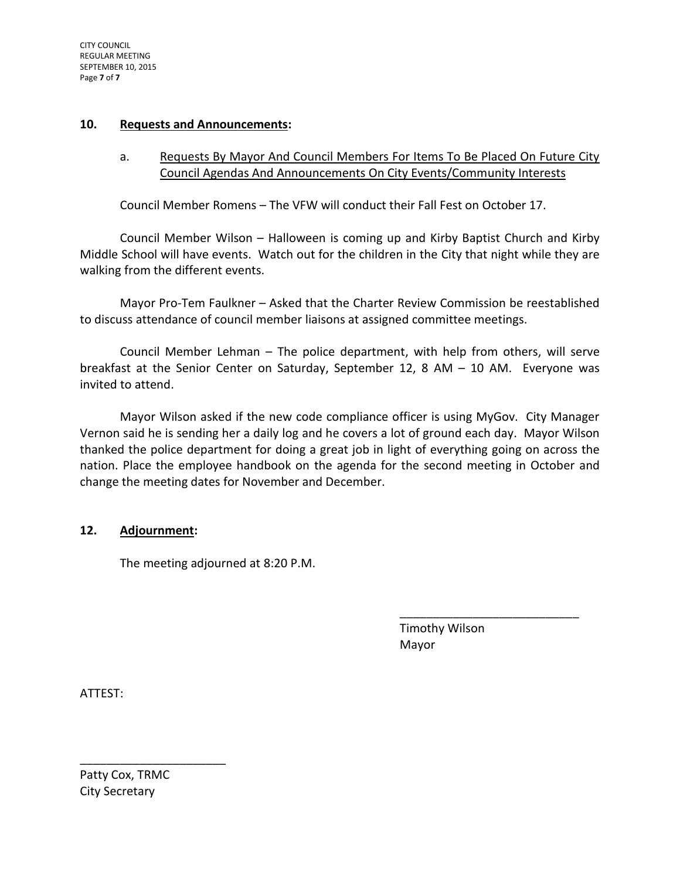## 10. Requests and Announcements:

a. Requests By Mayor And Council Members For Items To Be Placed On Future City Council Agendas And Announcements On City Events/Community Interests

Council Member Romens – The VFW will conduct their Fall Fest on October 17.

Council Member Wilson – Halloween is coming up and Kirby Baptist Church and Kirby Middle School will have events. Watch out for the children in the City that night while they are walking from the different events.

Mayor Pro-Tem Faulkner – Asked that the Charter Review Commission be reestablished to discuss attendance of council member liaisons at assigned committee meetings.

Council Member Lehman – The police department, with help from others, will serve breakfast at the Senior Center on Saturday, September 12, 8 AM – 10 AM. Everyone was invited to attend.

Mayor Wilson asked if the new code compliance officer is using MyGov. City Manager Vernon said he is sending her a daily log and he covers a lot of ground each day. Mayor Wilson thanked the police department for doing a great job in light of everything going on across the nation. Place the employee handbook on the agenda for the second meeting in October and change the meeting dates for November and December.

## 12. Adjournment:

The meeting adjourned at 8:20 P.M.

\_\_\_\_\_\_\_\_\_\_\_\_\_\_\_\_\_\_\_\_\_\_\_\_\_\_\_\_
Timothy Wilson
Mayor

ATTEST:

\_\_\_\_\_\_\_\_\_\_\_\_\_\_\_\_\_\_\_\_\_\_\_\_
Patty Cox, TRMC
City Secretary